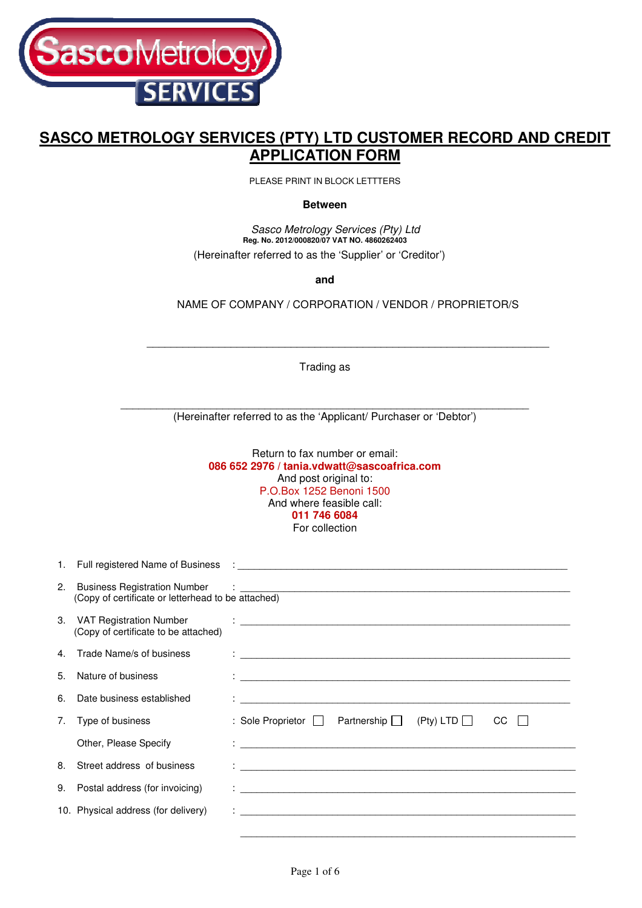# SASCO METROLOGY SERVICES (PTY) LTD CUSTOMER RECORD AND CREDIT APPLICATION FORM

PLEASE PRINT IN BLOCK LETTTERS

**Between**

*Sasco Metrology Services (Pty) Ltd*
**Reg. No. 2012/000820/07 VAT NO. 4860262403**
(Hereinafter referred to as the 'Supplier' or 'Creditor')

**and**

NAME OF COMPANY / CORPORATION / VENDOR / PROPRIETOR/S

\_\_\_\_\_\_\_\_\_\_\_\_\_\_\_\_\_\_\_\_\_\_\_\_\_\_\_\_\_\_\_\_\_\_\_\_\_\_\_\_\_\_\_\_\_\_\_\_\_\_\_\_\_\_\_\_\_\_\_\_

Trading as

\_\_\_\_\_\_\_\_\_\_\_\_\_\_\_\_\_\_\_\_\_\_\_\_\_\_\_\_\_\_\_\_\_\_\_\_\_\_\_\_\_\_\_\_\_\_\_\_\_\_\_\_\_\_\_\_\_\_\_\_
(Hereinafter referred to as the 'Applicant/ Purchaser or 'Debtor')

Return to fax number or email:
**086 652 2976 / tania.vdwatt@sascoafrica.com**
And post original to:
P.O.Box 1252 Benoni 1500
And where feasible call:
**011 746 6084**
For collection

1. Full registered Name of Business : \_\_\_\_\_\_\_\_\_\_\_\_\_\_\_\_\_\_\_\_\_\_\_\_\_\_\_\_\_\_\_\_\_\_\_\_\_\_\_\_
2. Business Registration Number : \_\_\_\_\_\_\_\_\_\_\_\_\_\_\_\_\_\_\_\_\_\_\_\_\_\_\_\_\_\_\_\_\_\_\_\_\_\_\_\_
   (Copy of certificate or letterhead to be attached)
3. VAT Registration Number : \_\_\_\_\_\_\_\_\_\_\_\_\_\_\_\_\_\_\_\_\_\_\_\_\_\_\_\_\_\_\_\_\_\_\_\_\_\_\_\_
   (Copy of certificate to be attached)
4. Trade Name/s of business : \_\_\_\_\_\_\_\_\_\_\_\_\_\_\_\_\_\_\_\_\_\_\_\_\_\_\_\_\_\_\_\_\_\_\_\_\_\_\_\_
5. Nature of business : \_\_\_\_\_\_\_\_\_\_\_\_\_\_\_\_\_\_\_\_\_\_\_\_\_\_\_\_\_\_\_\_\_\_\_\_\_\_\_\_
6. Date business established : \_\_\_\_\_\_\_\_\_\_\_\_\_\_\_\_\_\_\_\_\_\_\_\_\_\_\_\_\_\_\_\_\_\_\_\_\_\_\_\_
7. Type of business : Sole Proprietor ☐ Partnership ☐ (Pty) LTD ☐ CC ☐

   Other, Please Specify : \_\_\_\_\_\_\_\_\_\_\_\_\_\_\_\_\_\_\_\_\_\_\_\_\_\_\_\_\_\_\_\_\_\_\_\_\_\_\_\_
8. Street address of business : \_\_\_\_\_\_\_\_\_\_\_\_\_\_\_\_\_\_\_\_\_\_\_\_\_\_\_\_\_\_\_\_\_\_\_\_\_\_\_\_
9. Postal address (for invoicing) : \_\_\_\_\_\_\_\_\_\_\_\_\_\_\_\_\_\_\_\_\_\_\_\_\_\_\_\_\_\_\_\_\_\_\_\_\_\_\_\_
10. Physical address (for delivery) : \_\_\_\_\_\_\_\_\_\_\_\_\_\_\_\_\_\_\_\_\_\_\_\_\_\_\_\_\_\_\_\_\_\_\_\_\_\_\_\_

    \_\_\_\_\_\_\_\_\_\_\_\_\_\_\_\_\_\_\_\_\_\_\_\_\_\_\_\_\_\_\_\_\_\_\_\_\_\_\_\_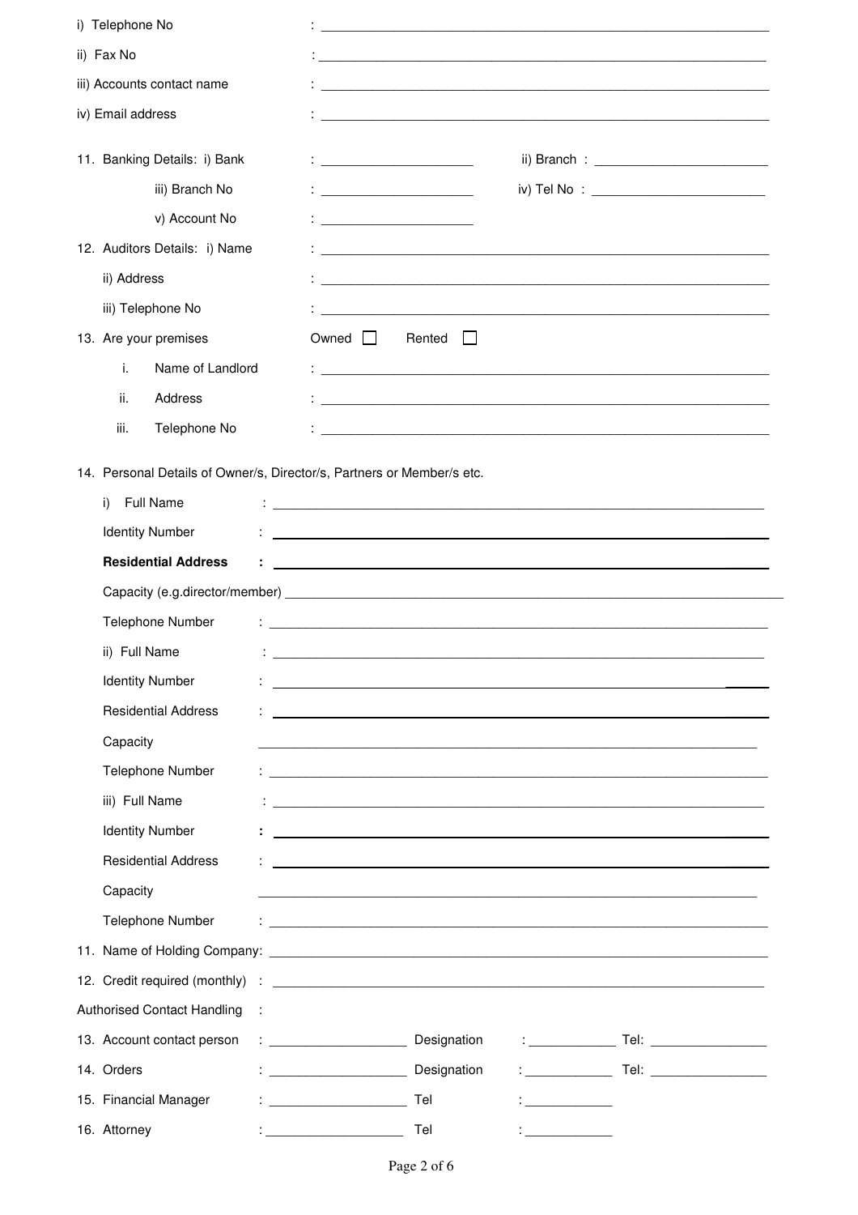i) Telephone No : ______________________________

ii) Fax No : ______________________________

iii) Accounts contact name : ______________________________

iv) Email address : ______________________________

11. Banking Details: i) Bank : ____________________ ii) Branch : ____________________

    iii) Branch No : ____________________ iv) Tel No : ____________________

    v) Account No : ____________________

12. Auditors Details: i) Name : ______________________________

    ii) Address : ______________________________

    iii) Telephone No : ______________________________

13. Are your premises Owned ☐ Rented ☐

    i. Name of Landlord : ______________________________

    ii. Address : ______________________________

    iii. Telephone No : ______________________________

14. Personal Details of Owner/s, Director/s, Partners or Member/s etc.

    i) Full Name : ______________________________

    Identity Number : ______________________________

    **Residential Address :** ______________________________

    Capacity (e.g.director/member) ______________________________

    Telephone Number : ______________________________

    ii) Full Name : ______________________________

    Identity Number : ______________________________

    Residential Address : ______________________________

    Capacity ______________________________

    Telephone Number : ______________________________

    iii) Full Name : ______________________________

    Identity Number : ______________________________

    Residential Address : ______________________________

    Capacity ______________________________

    Telephone Number : ______________________________

11. Name of Holding Company: ______________________________

12. Credit required (monthly) : ______________________________

Authorised Contact Handling :

13. Account contact person : ____________________ Designation : ____________ Tel: ____________

14. Orders : ____________________ Designation : ____________ Tel: ____________

15. Financial Manager : ____________________ Tel : ____________

16. Attorney : ____________________ Tel : ____________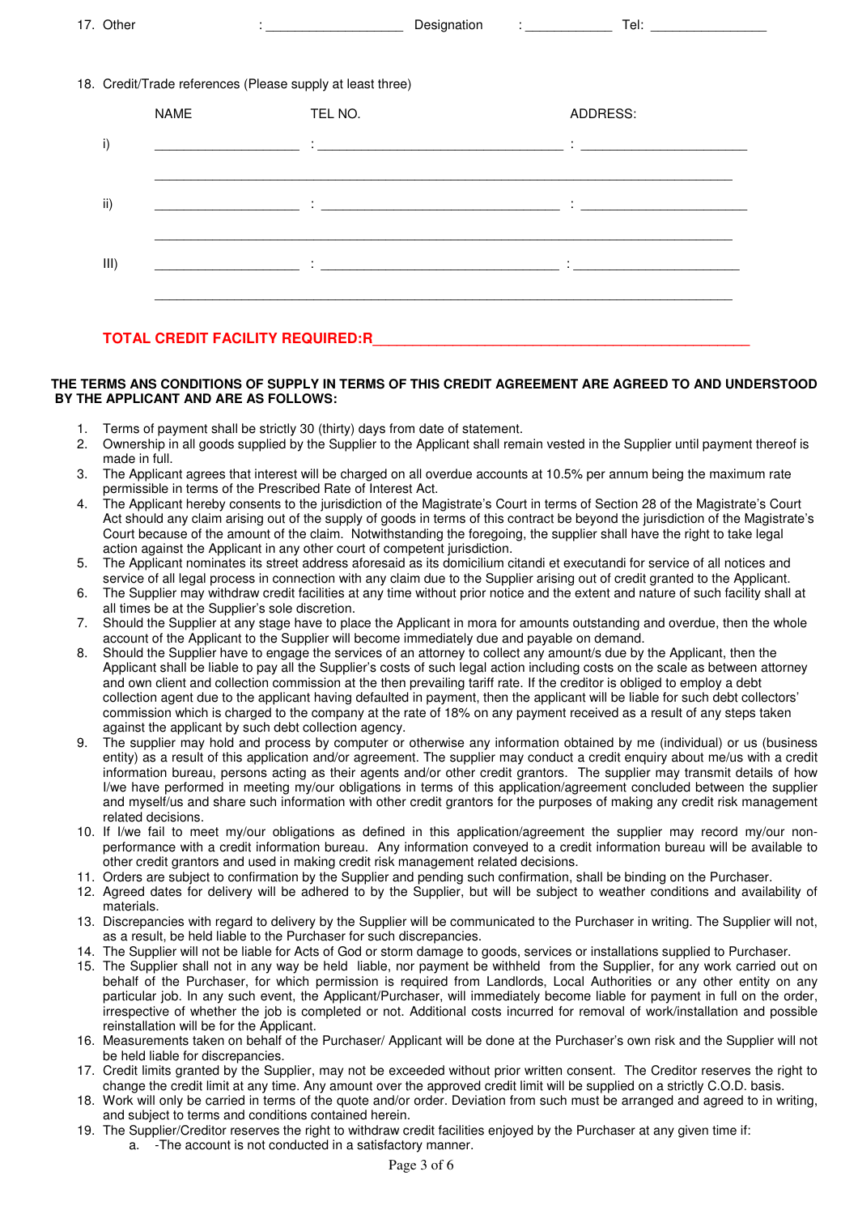17. Other : ____________________ Designation : ____________ Tel: ________________

18. Credit/Trade references (Please supply at least three)

| | NAME | TEL NO. | ADDRESS: |
|---|---|---|---|
| i) | ____________________ | : ________________________________ | : ______________________ |
| | | | |
| ii) | ____________________ | : ________________________________ | : ______________________ |
| | | | |
| III) | ____________________ | : ________________________________ | : ______________________ |

**TOTAL CREDIT FACILITY REQUIRED:R**_________________________________________________

**THE TERMS ANS CONDITIONS OF SUPPLY IN TERMS OF THIS CREDIT AGREEMENT ARE AGREED TO AND UNDERSTOOD BY THE APPLICANT AND ARE AS FOLLOWS:**

1. Terms of payment shall be strictly 30 (thirty) days from date of statement.
2. Ownership in all goods supplied by the Supplier to the Applicant shall remain vested in the Supplier until payment thereof is made in full.
3. The Applicant agrees that interest will be charged on all overdue accounts at 10.5% per annum being the maximum rate permissible in terms of the Prescribed Rate of Interest Act.
4. The Applicant hereby consents to the jurisdiction of the Magistrate's Court in terms of Section 28 of the Magistrate's Court Act should any claim arising out of the supply of goods in terms of this contract be beyond the jurisdiction of the Magistrate's Court because of the amount of the claim. Notwithstanding the foregoing, the supplier shall have the right to take legal action against the Applicant in any other court of competent jurisdiction.
5. The Applicant nominates its street address aforesaid as its domicilium citandi et executandi for service of all notices and service of all legal process in connection with any claim due to the Supplier arising out of credit granted to the Applicant.
6. The Supplier may withdraw credit facilities at any time without prior notice and the extent and nature of such facility shall at all times be at the Supplier's sole discretion.
7. Should the Supplier at any stage have to place the Applicant in mora for amounts outstanding and overdue, then the whole account of the Applicant to the Supplier will become immediately due and payable on demand.
8. Should the Supplier have to engage the services of an attorney to collect any amount/s due by the Applicant, then the Applicant shall be liable to pay all the Supplier's costs of such legal action including costs on the scale as between attorney and own client and collection commission at the then prevailing tariff rate. If the creditor is obliged to employ a debt collection agent due to the applicant having defaulted in payment, then the applicant will be liable for such debt collectors' commission which is charged to the company at the rate of 18% on any payment received as a result of any steps taken against the applicant by such debt collection agency.
9. The supplier may hold and process by computer or otherwise any information obtained by me (individual) or us (business entity) as a result of this application and/or agreement. The supplier may conduct a credit enquiry about me/us with a credit information bureau, persons acting as their agents and/or other credit grantors. The supplier may transmit details of how I/we have performed in meeting my/our obligations in terms of this application/agreement concluded between the supplier and myself/us and share such information with other credit grantors for the purposes of making any credit risk management related decisions.
10. If I/we fail to meet my/our obligations as defined in this application/agreement the supplier may record my/our non-performance with a credit information bureau. Any information conveyed to a credit information bureau will be available to other credit grantors and used in making credit risk management related decisions.
11. Orders are subject to confirmation by the Supplier and pending such confirmation, shall be binding on the Purchaser.
12. Agreed dates for delivery will be adhered to by the Supplier, but will be subject to weather conditions and availability of materials.
13. Discrepancies with regard to delivery by the Supplier will be communicated to the Purchaser in writing. The Supplier will not, as a result, be held liable to the Purchaser for such discrepancies.
14. The Supplier will not be liable for Acts of God or storm damage to goods, services or installations supplied to Purchaser.
15. The Supplier shall not in any way be held liable, nor payment be withheld from the Supplier, for any work carried out on behalf of the Purchaser, for which permission is required from Landlords, Local Authorities or any other entity on any particular job. In any such event, the Applicant/Purchaser, will immediately become liable for payment in full on the order, irrespective of whether the job is completed or not. Additional costs incurred for removal of work/installation and possible reinstallation will be for the Applicant.
16. Measurements taken on behalf of the Purchaser/ Applicant will be done at the Purchaser's own risk and the Supplier will not be held liable for discrepancies.
17. Credit limits granted by the Supplier, may not be exceeded without prior written consent. The Creditor reserves the right to change the credit limit at any time. Any amount over the approved credit limit will be supplied on a strictly C.O.D. basis.
18. Work will only be carried in terms of the quote and/or order. Deviation from such must be arranged and agreed to in writing, and subject to terms and conditions contained herein.
19. The Supplier/Creditor reserves the right to withdraw credit facilities enjoyed by the Purchaser at any given time if:
    a. -The account is not conducted in a satisfactory manner.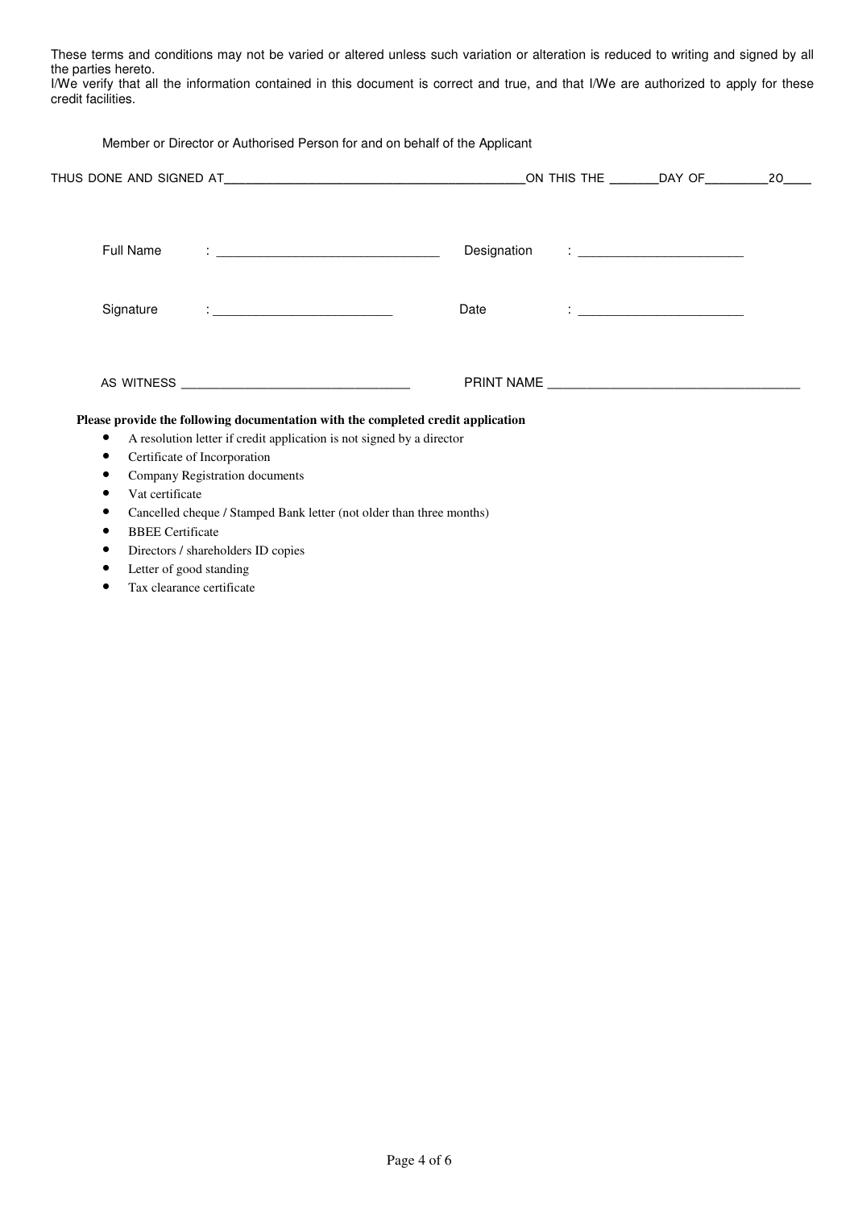These terms and conditions may not be varied or altered unless such variation or alteration is reduced to writing and signed by all the parties hereto.
I/We verify that all the information contained in this document is correct and true, and that I/We are authorized to apply for these credit facilities.

Member or Director or Authorised Person for and on behalf of the Applicant

THUS DONE AND SIGNED AT__________________________________________ON THIS THE _______DAY OF_________20____

Full Name : ______________________________ Designation : _______________________

Signature : _________________________ Date : _______________________

AS WITNESS ________________________________ PRINT NAME ___________________________________

**Please provide the following documentation with the completed credit application**

- A resolution letter if credit application is not signed by a director
- Certificate of Incorporation
- Company Registration documents
- Vat certificate
- Cancelled cheque / Stamped Bank letter (not older than three months)
- BBEE Certificate
- Directors / shareholders ID copies
- Letter of good standing
- Tax clearance certificate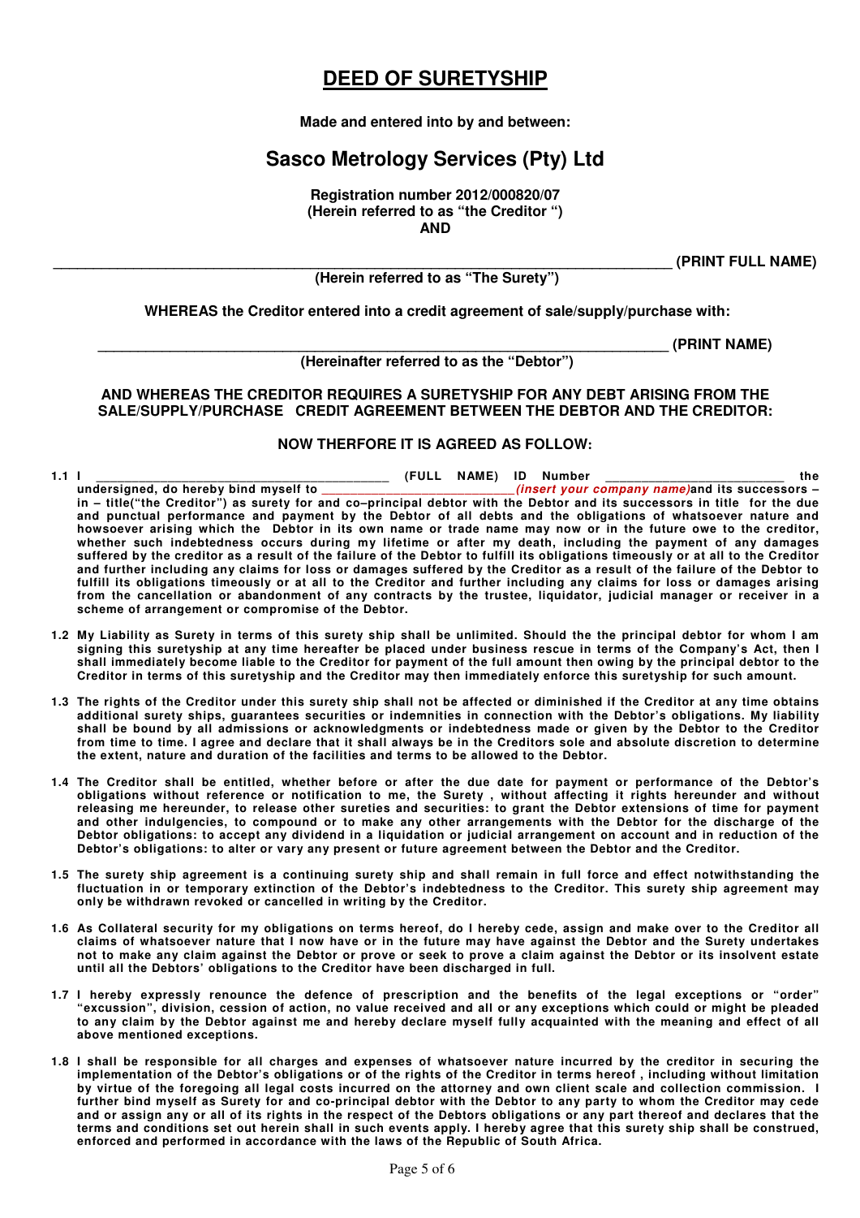# DEED OF SURETYSHIP

**Made and entered into by and between:**

## Sasco Metrology Services (Pty) Ltd

**Registration number 2012/000820/07**
**(Herein referred to as "the Creditor ")**
**AND**

**\_\_\_\_\_\_\_\_\_\_\_\_\_\_\_\_\_\_\_\_\_\_\_\_\_\_\_\_\_\_\_\_\_\_\_\_\_\_\_\_\_\_\_\_\_\_\_\_\_\_\_\_\_\_\_\_\_\_\_\_\_\_\_\_\_\_\_\_\_\_\_\_\_\_ (PRINT FULL NAME)**

**(Herein referred to as "The Surety")**

**WHEREAS the Creditor entered into a credit agreement of sale/supply/purchase with:**

**\_\_\_\_\_\_\_\_\_\_\_\_\_\_\_\_\_\_\_\_\_\_\_\_\_\_\_\_\_\_\_\_\_\_\_\_\_\_\_\_\_\_\_\_\_\_\_\_\_\_\_\_\_\_\_\_\_\_\_\_\_\_\_\_\_\_\_\_\_\_ (PRINT NAME)**

**(Hereinafter referred to as the "Debtor")**

**AND WHEREAS THE CREDITOR REQUIRES A SURETYSHIP FOR ANY DEBT ARISING FROM THE SALE/SUPPLY/PURCHASE CREDIT AGREEMENT BETWEEN THE DEBTOR AND THE CREDITOR:**

**NOW THERFORE IT IS AGREED AS FOLLOW:**

**1.1 I \_\_\_\_\_\_\_\_\_\_\_\_\_\_\_\_\_\_\_\_\_\_\_\_\_\_\_\_\_\_\_\_\_\_\_\_\_\_\_\_\_\_ (FULL NAME) ID Number \_\_\_\_\_\_\_\_\_\_\_\_\_\_\_\_\_\_\_\_\_\_\_\_\_\_ the undersigned, do hereby bind myself to \_\_\_\_\_\_\_\_\_\_\_\_\_\_\_\_\_\_\_\_\_\_\_\_\_\_\_\_\_*(insert your company name)*and its successors – in – title("the Creditor") as surety for and co–principal debtor with the Debtor and its successors in title for the due and punctual performance and payment by the Debtor of all debts and the obligations of whatsoever nature and howsoever arising which the Debtor in its own name or trade name may now or in the future owe to the creditor, whether such indebtedness occurs during my lifetime or after my death, including the payment of any damages suffered by the creditor as a result of the failure of the Debtor to fulfill its obligations timeously or at all to the Creditor and further including any claims for loss or damages suffered by the Creditor as a result of the failure of the Debtor to fulfill its obligations timeously or at all to the Creditor and further including any claims for loss or damages arising from the cancellation or abandonment of any contracts by the trustee, liquidator, judicial manager or receiver in a scheme of arrangement or compromise of the Debtor.**

**1.2 My Liability as Surety in terms of this surety ship shall be unlimited. Should the the principal debtor for whom I am signing this suretyship at any time hereafter be placed under business rescue in terms of the Company's Act, then I shall immediately become liable to the Creditor for payment of the full amount then owing by the principal debtor to the Creditor in terms of this suretyship and the Creditor may then immediately enforce this suretyship for such amount.**

**1.3 The rights of the Creditor under this surety ship shall not be affected or diminished if the Creditor at any time obtains additional surety ships, guarantees securities or indemnities in connection with the Debtor's obligations. My liability shall be bound by all admissions or acknowledgments or indebtedness made or given by the Debtor to the Creditor from time to time. I agree and declare that it shall always be in the Creditors sole and absolute discretion to determine the extent, nature and duration of the facilities and terms to be allowed to the Debtor.**

**1.4 The Creditor shall be entitled, whether before or after the due date for payment or performance of the Debtor's obligations without reference or notification to me, the Surety , without affecting it rights hereunder and without releasing me hereunder, to release other sureties and securities: to grant the Debtor extensions of time for payment and other indulgencies, to compound or to make any other arrangements with the Debtor for the discharge of the Debtor obligations: to accept any dividend in a liquidation or judicial arrangement on account and in reduction of the Debtor's obligations: to alter or vary any present or future agreement between the Debtor and the Creditor.**

**1.5 The surety ship agreement is a continuing surety ship and shall remain in full force and effect notwithstanding the fluctuation in or temporary extinction of the Debtor's indebtedness to the Creditor. This surety ship agreement may only be withdrawn revoked or cancelled in writing by the Creditor.**

**1.6 As Collateral security for my obligations on terms hereof, do I hereby cede, assign and make over to the Creditor all claims of whatsoever nature that I now have or in the future may have against the Debtor and the Surety undertakes not to make any claim against the Debtor or prove or seek to prove a claim against the Debtor or its insolvent estate until all the Debtors' obligations to the Creditor have been discharged in full.**

**1.7 I hereby expressly renounce the defence of prescription and the benefits of the legal exceptions or "order" "excussion", division, cession of action, no value received and all or any exceptions which could or might be pleaded to any claim by the Debtor against me and hereby declare myself fully acquainted with the meaning and effect of all above mentioned exceptions.**

**1.8 I shall be responsible for all charges and expenses of whatsoever nature incurred by the creditor in securing the implementation of the Debtor's obligations or of the rights of the Creditor in terms hereof , including without limitation by virtue of the foregoing all legal costs incurred on the attorney and own client scale and collection commission. I further bind myself as Surety for and co-principal debtor with the Debtor to any party to whom the Creditor may cede and or assign any or all of its rights in the respect of the Debtors obligations or any part thereof and declares that the terms and conditions set out herein shall in such events apply. I hereby agree that this surety ship shall be construed, enforced and performed in accordance with the laws of the Republic of South Africa.**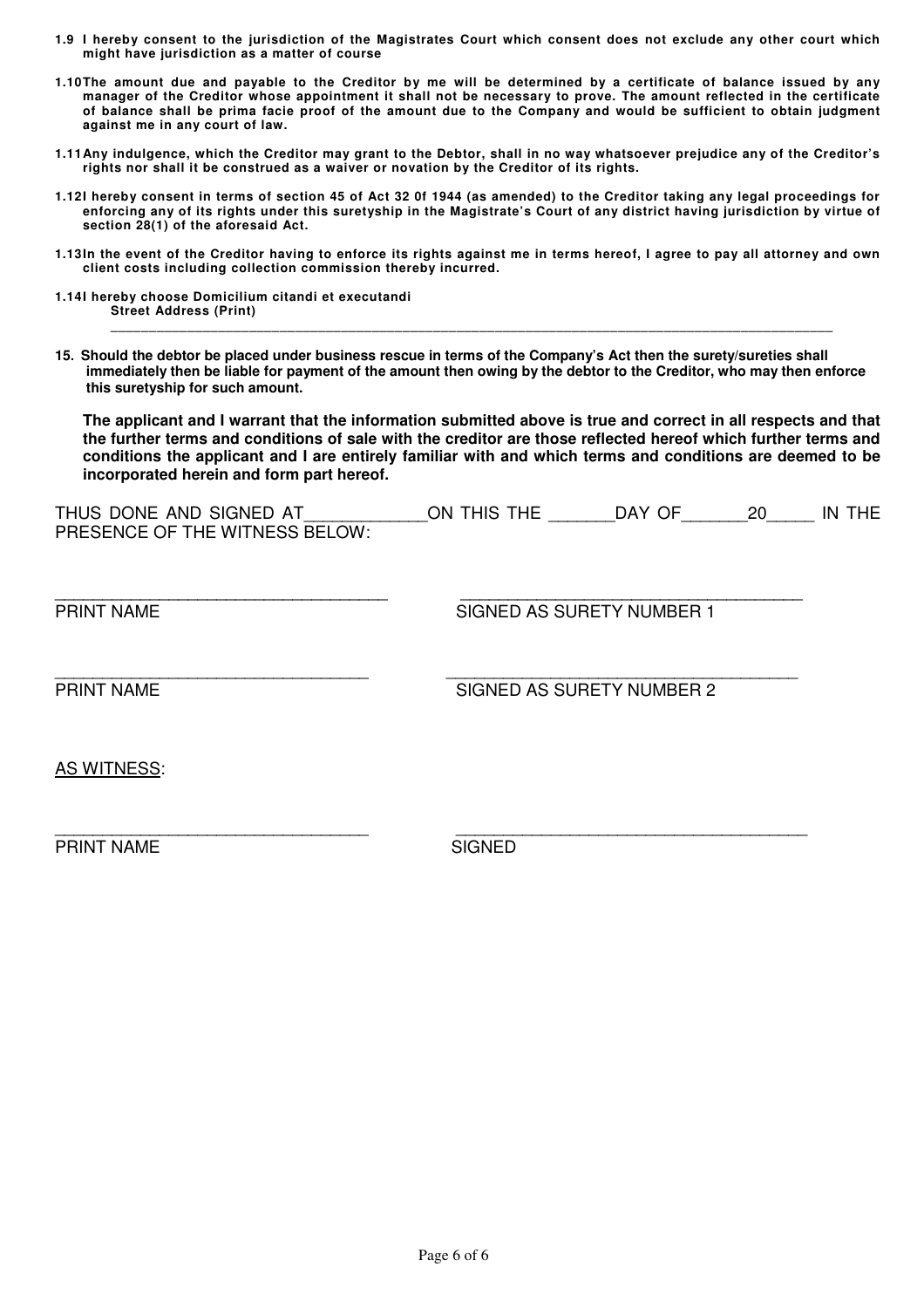**1.9 I hereby consent to the jurisdiction of the Magistrates Court which consent does not exclude any other court which might have jurisdiction as a matter of course**

**1.10 The amount due and payable to the Creditor by me will be determined by a certificate of balance issued by any manager of the Creditor whose appointment it shall not be necessary to prove. The amount reflected in the certificate of balance shall be prima facie proof of the amount due to the Company and would be sufficient to obtain judgment against me in any court of law.**

**1.11 Any indulgence, which the Creditor may grant to the Debtor, shall in no way whatsoever prejudice any of the Creditor's rights nor shall it be construed as a waiver or novation by the Creditor of its rights.**

**1.12 I hereby consent in terms of section 45 of Act 32 0f 1944 (as amended) to the Creditor taking any legal proceedings for enforcing any of its rights under this suretyship in the Magistrate's Court of any district having jurisdiction by virtue of section 28(1) of the aforesaid Act.**

**1.13 In the event of the Creditor having to enforce its rights against me in terms hereof, I agree to pay all attorney and own client costs including collection commission thereby incurred.**

**1.14 I hereby choose Domicilium citandi et executandi**
**Street Address (Print)**

______________________________________________________________________________________________

**15. Should the debtor be placed under business rescue in terms of the Company's Act then the surety/sureties shall immediately then be liable for payment of the amount then owing by the debtor to the Creditor, who may then enforce this suretyship for such amount.**

**The applicant and I warrant that the information submitted above is true and correct in all respects and that the further terms and conditions of sale with the creditor are those reflected hereof which further terms and conditions the applicant and I are entirely familiar with and which terms and conditions are deemed to be incorporated herein and form part hereof.**

THUS DONE AND SIGNED AT_____________ON THIS THE _______DAY OF_______20_____ IN THE PRESENCE OF THE WITNESS BELOW:

___________________________________ ___________________________________

PRINT NAME SIGNED AS SURETY NUMBER 1

___________________________________ ___________________________________

PRINT NAME SIGNED AS SURETY NUMBER 2

AS WITNESS:

___________________________________ ___________________________________

PRINT NAME SIGNED